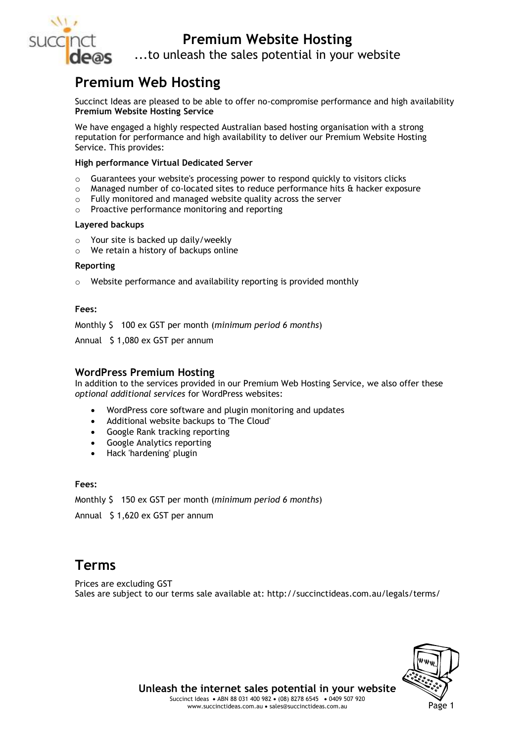# Premium Website Hosting

...to unleash the sales potential in your website

## Premium Web Hosting

Succinct Ideas are pleased to be able to offer no-compromise performance and high availability **Premium Website Hosting Service**

We have engaged a highly respected Australian based hosting organisation with a strong reputation for performance and high availability to deliver our Premium Website Hosting Service. This provides:

**High performance Virtual Dedicated Server**

- Guarantees your website's processing power to respond quickly to visitors clicks
- Managed number of co-located sites to reduce performance hits & hacker exposure
- Fully monitored and managed website quality across the server
- Proactive performance monitoring and reporting

**Layered backups**

- Your site is backed up daily/weekly
- We retain a history of backups online

**Reporting**

- Website performance and availability reporting is provided monthly

**Fees:**

Monthly $ 100 ex GST per month (*minimum period 6 months*)

Annual $ 1,080 ex GST per annum

### WordPress Premium Hosting

In addition to the services provided in our Premium Web Hosting Service, we also offer these *optional additional services* for WordPress websites:

- WordPress core software and plugin monitoring and updates
- Additional website backups to 'The Cloud'
- Google Rank tracking reporting
- Google Analytics reporting
- Hack 'hardening' plugin

**Fees:**

Monthly $ 150 ex GST per month (*minimum period 6 months*)

Annual $ 1,620 ex GST per annum

## Terms

Prices are excluding GST
Sales are subject to our terms sale available at: http://succinctideas.com.au/legals/terms/

**Unleash the internet sales potential in your website**

Succinct Ideas • ABN 88 031 400 982 • (08) 8278 6545 • 0409 507 920
www.succinctideas.com.au • sales@succinctideas.com.au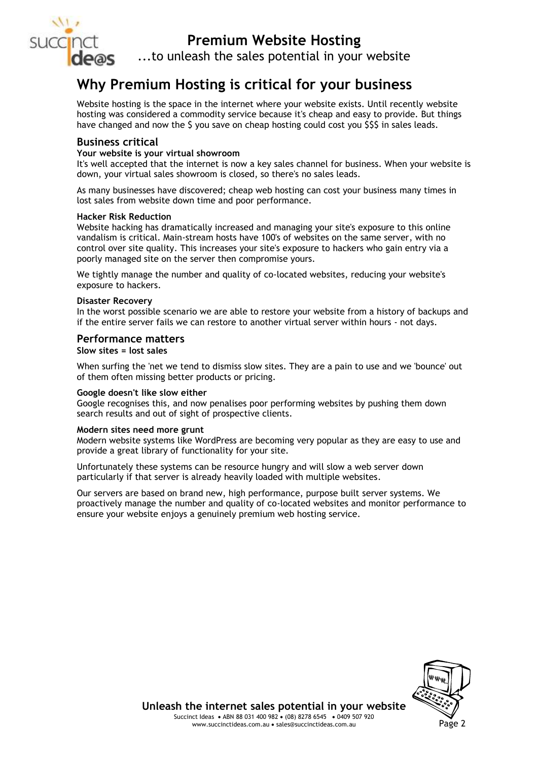# Premium Website Hosting

...to unleash the sales potential in your website

## Why Premium Hosting is critical for your business

Website hosting is the space in the internet where your website exists. Until recently website hosting was considered a commodity service because it's cheap and easy to provide. But things have changed and now the $ you save on cheap hosting could cost you $$$ in sales leads.

### Business critical

**Your website is your virtual showroom**

It's well accepted that the internet is now a key sales channel for business. When your website is down, your virtual sales showroom is closed, so there's no sales leads.

As many businesses have discovered; cheap web hosting can cost your business many times in lost sales from website down time and poor performance.

**Hacker Risk Reduction**

Website hacking has dramatically increased and managing your site's exposure to this online vandalism is critical. Main-stream hosts have 100's of websites on the same server, with no control over site quality. This increases your site's exposure to hackers who gain entry via a poorly managed site on the server then compromise yours.

We tightly manage the number and quality of co-located websites, reducing your website's exposure to hackers.

**Disaster Recovery**

In the worst possible scenario we are able to restore your website from a history of backups and if the entire server fails we can restore to another virtual server within hours - not days.

### Performance matters

**Slow sites = lost sales**

When surfing the 'net we tend to dismiss slow sites. They are a pain to use and we 'bounce' out of them often missing better products or pricing.

**Google doesn't like slow either**

Google recognises this, and now penalises poor performing websites by pushing them down search results and out of sight of prospective clients.

**Modern sites need more grunt**

Modern website systems like WordPress are becoming very popular as they are easy to use and provide a great library of functionality for your site.

Unfortunately these systems can be resource hungry and will slow a web server down particularly if that server is already heavily loaded with multiple websites.

Our servers are based on brand new, high performance, purpose built server systems. We proactively manage the number and quality of co-located websites and monitor performance to ensure your website enjoys a genuinely premium web hosting service.

**Unleash the internet sales potential in your website**

Succinct Ideas • ABN 88 031 400 982 • (08) 8278 6545 • 0409 507 920
www.succinctideas.com.au • sales@succinctideas.com.au